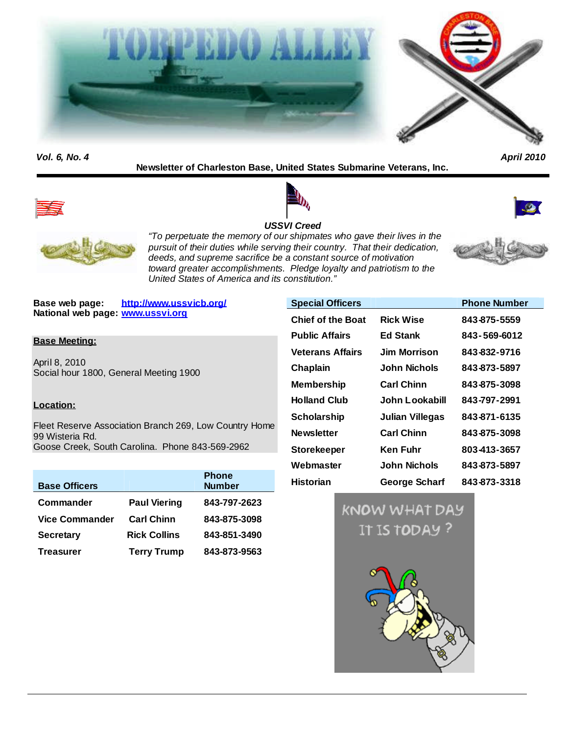# TORPEDO ALLEY

*Vol. 6, No. 4* *April 2010*

**Newsletter of Charleston Base, United States Submarine Veterans, Inc.**

***USSVI Creed***

*"To perpetuate the memory of our shipmates who gave their lives in the pursuit of their duties while serving their country. That their dedication, deeds, and supreme sacrifice be a constant source of motivation toward greater accomplishments. Pledge loyalty and patriotism to the United States of America and its constitution."*

**Base web page:** **http://www.ussvicb.org/**
**National web page:** **www.ussvi.org**

**Base Meeting:**

April 8, 2010
Social hour 1800, General Meeting 1900

**Location:**

Fleet Reserve Association Branch 269, Low Country Home
99 Wisteria Rd.
Goose Creek, South Carolina. Phone 843-569-2962

| Base Officers | | Phone Number |
|---|---|---|
| Commander | Paul Viering | 843-797-2623 |
| Vice Commander | Carl Chinn | 843-875-3098 |
| Secretary | Rick Collins | 843-851-3490 |
| Treasurer | Terry Trump | 843-873-9563 |

| Special Officers | | Phone Number |
|---|---|---|
| Chief of the Boat | Rick Wise | 843-875-5559 |
| Public Affairs | Ed Stank | 843-569-6012 |
| Veterans Affairs | Jim Morrison | 843-832-9716 |
| Chaplain | John Nichols | 843-873-5897 |
| Membership | Carl Chinn | 843-875-3098 |
| Holland Club | John Lookabill | 843-797-2991 |
| Scholarship | Julian Villegas | 843-871-6135 |
| Newsletter | Carl Chinn | 843-875-3098 |
| Storekeeper | Ken Fuhr | 803-413-3657 |
| Webmaster | John Nichols | 843-873-5897 |
| Historian | George Scharf | 843-873-3318 |

KNOW WHAT DAY IT IS TODAY ?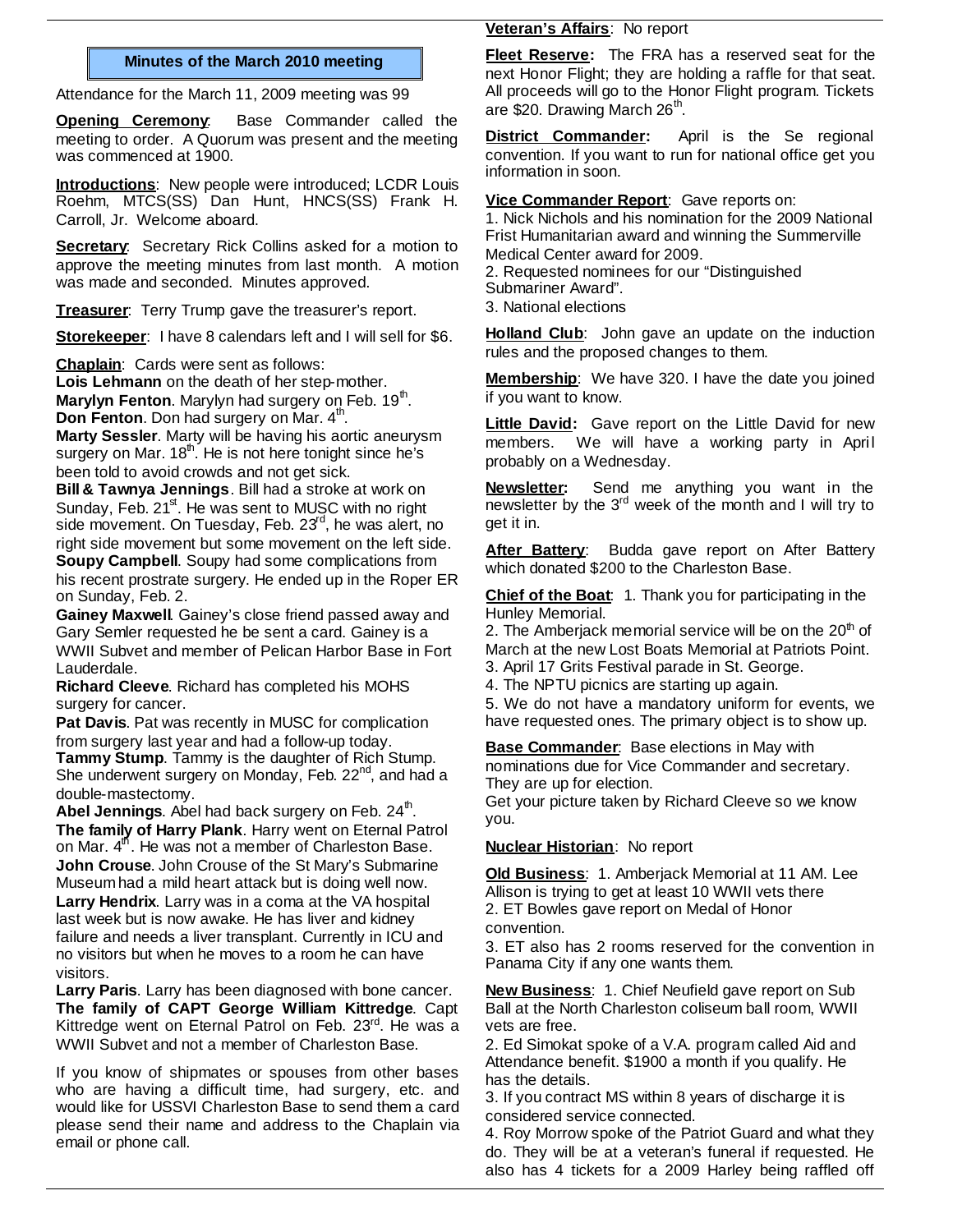## Minutes of the March 2010 meeting

Attendance for the March 11, 2009 meeting was 99

**Opening Ceremony**: Base Commander called the meeting to order. A Quorum was present and the meeting was commenced at 1900.

**Introductions**: New people were introduced; LCDR Louis Roehm, MTCS(SS) Dan Hunt, HNCS(SS) Frank H. Carroll, Jr. Welcome aboard.

**Secretary**: Secretary Rick Collins asked for a motion to approve the meeting minutes from last month. A motion was made and seconded. Minutes approved.

**Treasurer**: Terry Trump gave the treasurer's report.

**Storekeeper**: I have 8 calendars left and I will sell for $6.

**Chaplain**: Cards were sent as follows:
**Lois Lehmann** on the death of her step-mother.
**Marylyn Fenton**. Marylyn had surgery on Feb. 19th.
**Don Fenton**. Don had surgery on Mar. 4th.
**Marty Sessler**. Marty will be having his aortic aneurysm surgery on Mar. 18th. He is not here tonight since he's been told to avoid crowds and not get sick.
**Bill & Tawnya Jennings**. Bill had a stroke at work on Sunday, Feb. 21st. He was sent to MUSC with no right side movement. On Tuesday, Feb. 23rd, he was alert, no right side movement but some movement on the left side.
**Soupy Campbell**. Soupy had some complications from his recent prostrate surgery. He ended up in the Roper ER on Sunday, Feb. 2.
**Gainey Maxwell**. Gainey's close friend passed away and Gary Semler requested he be sent a card. Gainey is a WWII Subvet and member of Pelican Harbor Base in Fort Lauderdale.
**Richard Cleeve**. Richard has completed his MOHS surgery for cancer.
**Pat Davis**. Pat was recently in MUSC for complication from surgery last year and had a follow-up today.
**Tammy Stump**. Tammy is the daughter of Rich Stump. She underwent surgery on Monday, Feb. 22nd, and had a double-mastectomy.
**Abel Jennings**. Abel had back surgery on Feb. 24th.
**The family of Harry Plank**. Harry went on Eternal Patrol on Mar. 4th. He was not a member of Charleston Base.
**John Crouse**. John Crouse of the St Mary's Submarine Museum had a mild heart attack but is doing well now.
**Larry Hendrix**. Larry was in a coma at the VA hospital last week but is now awake. He has liver and kidney failure and needs a liver transplant. Currently in ICU and no visitors but when he moves to a room he can have visitors.
**Larry Paris**. Larry has been diagnosed with bone cancer.
**The family of CAPT George William Kittredge**. Capt Kittredge went on Eternal Patrol on Feb. 23rd. He was a WWII Subvet and not a member of Charleston Base.

If you know of shipmates or spouses from other bases who are having a difficult time, had surgery, etc. and would like for USSVI Charleston Base to send them a card please send their name and address to the Chaplain via email or phone call.

**Veteran's Affairs**: No report

**Fleet Reserve:** The FRA has a reserved seat for the next Honor Flight; they are holding a raffle for that seat. All proceeds will go to the Honor Flight program. Tickets are $20. Drawing March 26th.

**District Commander:** April is the Se regional convention. If you want to run for national office get you information in soon.

**Vice Commander Report**: Gave reports on:
1. Nick Nichols and his nomination for the 2009 National Frist Humanitarian award and winning the Summerville Medical Center award for 2009.
2. Requested nominees for our "Distinguished Submariner Award".
3. National elections

**Holland Club**: John gave an update on the induction rules and the proposed changes to them.

**Membership**: We have 320. I have the date you joined if you want to know.

**Little David:** Gave report on the Little David for new members. We will have a working party in April probably on a Wednesday.

**Newsletter:** Send me anything you want in the newsletter by the 3rd week of the month and I will try to get it in.

**After Battery**: Budda gave report on After Battery which donated $200 to the Charleston Base.

**Chief of the Boat**: 1. Thank you for participating in the Hunley Memorial.
2. The Amberjack memorial service will be on the 20th of March at the new Lost Boats Memorial at Patriots Point.
3. April 17 Grits Festival parade in St. George.
4. The NPTU picnics are starting up again.
5. We do not have a mandatory uniform for events, we have requested ones. The primary object is to show up.

**Base Commander**: Base elections in May with nominations due for Vice Commander and secretary. They are up for election.
Get your picture taken by Richard Cleeve so we know you.

**Nuclear Historian**: No report

**Old Business**: 1. Amberjack Memorial at 11 AM. Lee Allison is trying to get at least 10 WWII vets there
2. ET Bowles gave report on Medal of Honor convention.
3. ET also has 2 rooms reserved for the convention in Panama City if any one wants them.

**New Business**: 1. Chief Neufield gave report on Sub Ball at the North Charleston coliseum ball room, WWII vets are free.
2. Ed Simokat spoke of a V.A. program called Aid and Attendance benefit. $1900 a month if you qualify. He has the details.
3. If you contract MS within 8 years of discharge it is considered service connected.
4. Roy Morrow spoke of the Patriot Guard and what they do. They will be at a veteran's funeral if requested. He also has 4 tickets for a 2009 Harley being raffled off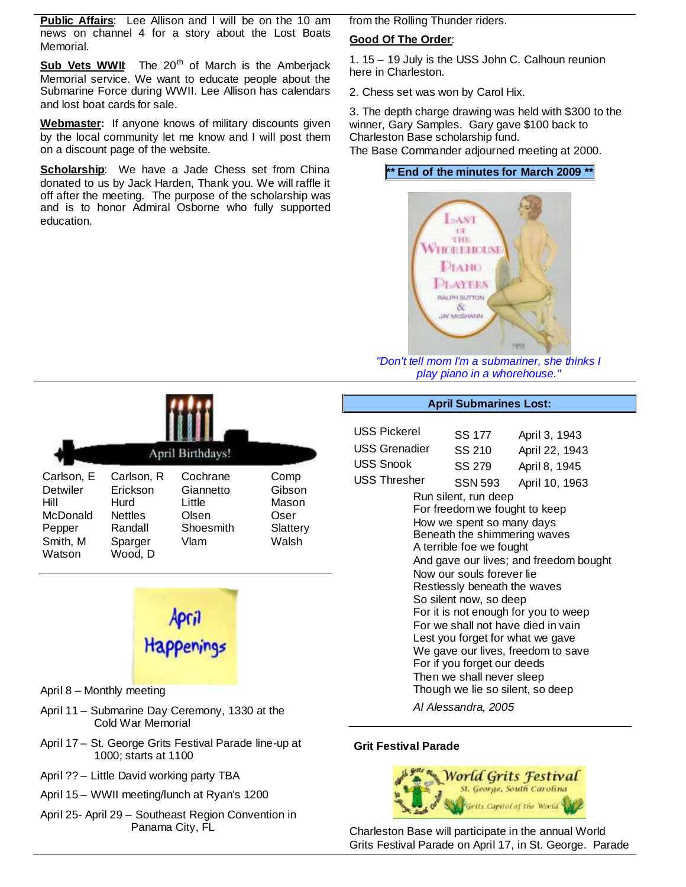**Public Affairs**: Lee Allison and I will be on the 10 am news on channel 4 for a story about the Lost Boats Memorial.

**Sub Vets WWII**: The 20th of March is the Amberjack Memorial service. We want to educate people about the Submarine Force during WWII. Lee Allison has calendars and lost boat cards for sale.

**Webmaster:** If anyone knows of military discounts given by the local community let me know and I will post them on a discount page of the website.

**Scholarship**: We have a Jade Chess set from China donated to us by Jack Harden, Thank you. We will raffle it off after the meeting. The purpose of the scholarship was and is to honor Admiral Osborne who fully supported education.

from the Rolling Thunder riders.

**Good Of The Order**:

1. 15 – 19 July is the USS John C. Calhoun reunion here in Charleston.

2. Chess set was won by Carol Hix.

3. The depth charge drawing was held with $300 to the winner, Gary Samples. Gary gave $100 back to Charleston Base scholarship fund.

The Base Commander adjourned meeting at 2000.

**\*\* End of the minutes for March 2009 \*\***

*"Don't tell mom I'm a submariner, she thinks I play piano in a whorehouse."*

## April Birthdays!

| | | | |
|---|---|---|---|
| Carlson, E | Carlson, R | Cochrane | Comp |
| Detwiler | Erickson | Giannetto | Gibson |
| Hill | Hurd | Little | Mason |
| McDonald | Nettles | Olsen | Oser |
| Pepper | Randall | Shoesmith | Slattery |
| Smith, M | Sparger | Vlam | Walsh |
| Watson | Wood, D | | |

## April Happenings

April 8 – Monthly meeting

April 11 – Submarine Day Ceremony, 1330 at the Cold War Memorial

April 17 – St. George Grits Festival Parade line-up at 1000; starts at 1100

April ?? – Little David working party TBA

April 15 – WWII meeting/lunch at Ryan's 1200

April 25- April 29 – Southeast Region Convention in Panama City, FL

## April Submarines Lost:

| | | |
|---|---|---|
| USS Pickerel | SS 177 | April 3, 1943 |
| USS Grenadier | SS 210 | April 22, 1943 |
| USS Snook | SS 279 | April 8, 1945 |
| USS Thresher | SSN 593 | April 10, 1963 |

Run silent, run deep
For freedom we fought to keep
How we spent so many days
Beneath the shimmering waves
A terrible foe we fought
And gave our lives; and freedom bought
Now our souls forever lie
Restlessly beneath the waves
So silent now, so deep
For it is not enough for you to weep
For we shall not have died in vain
Lest you forget for what we gave
We gave our lives, freedom to save
For if you forget our deeds
Then we shall never sleep
Though we lie so silent, so deep

*Al Alessandra, 2005*

### Grit Festival Parade

Charleston Base will participate in the annual World Grits Festival Parade on April 17, in St. George. Parade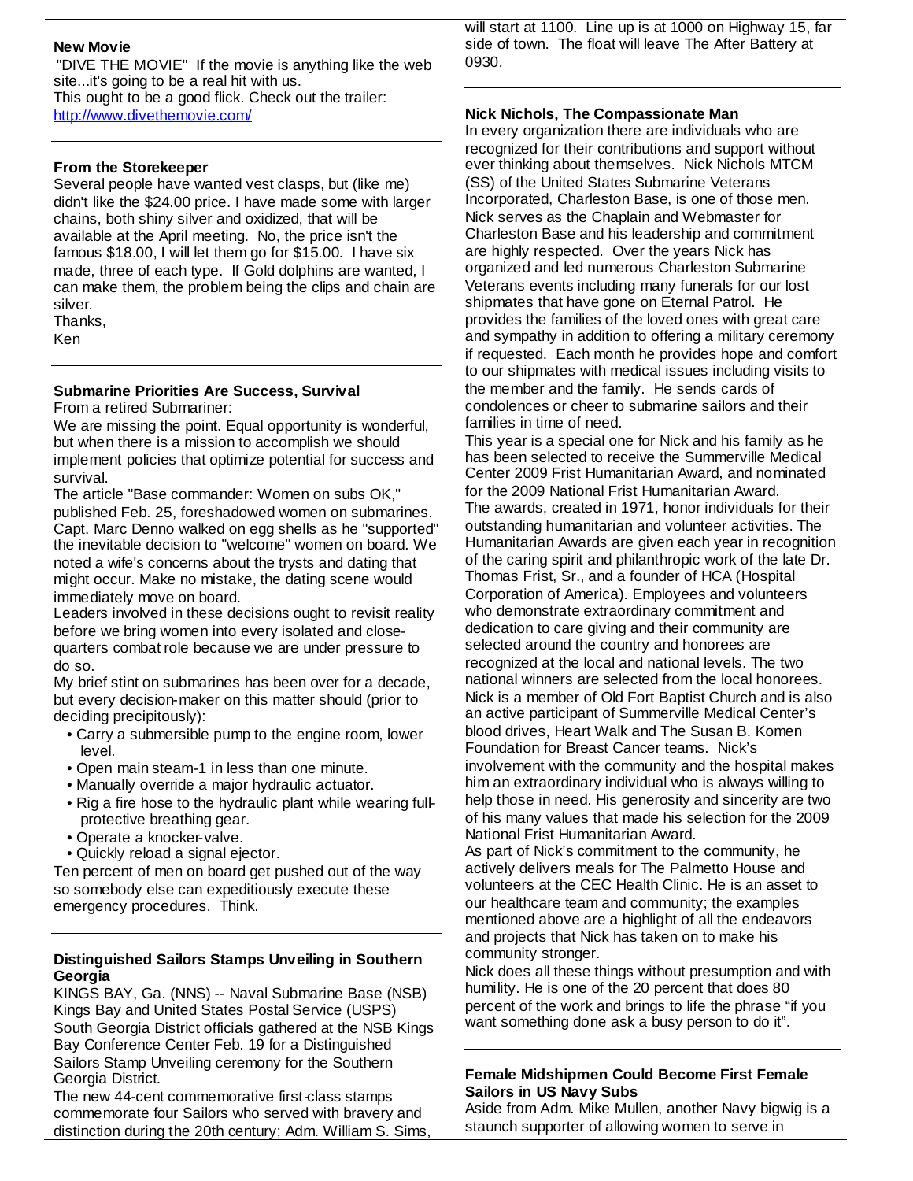**New Movie**

"DIVE THE MOVIE" If the movie is anything like the web site...it's going to be a real hit with us.
This ought to be a good flick. Check out the trailer:
http://www.divethemovie.com/

---

**From the Storekeeper**

Several people have wanted vest clasps, but (like me) didn't like the $24.00 price. I have made some with larger chains, both shiny silver and oxidized, that will be available at the April meeting. No, the price isn't the famous $18.00, I will let them go for $15.00. I have six made, three of each type. If Gold dolphins are wanted, I can make them, the problem being the clips and chain are silver.
Thanks,
Ken

---

**Submarine Priorities Are Success, Survival**

From a retired Submariner:
We are missing the point. Equal opportunity is wonderful, but when there is a mission to accomplish we should implement policies that optimize potential for success and survival.
The article "Base commander: Women on subs OK," published Feb. 25, foreshadowed women on submarines. Capt. Marc Denno walked on egg shells as he "supported" the inevitable decision to "welcome" women on board. We noted a wife's concerns about the trysts and dating that might occur. Make no mistake, the dating scene would immediately move on board.
Leaders involved in these decisions ought to revisit reality before we bring women into every isolated and close-quarters combat role because we are under pressure to do so.
My brief stint on submarines has been over for a decade, but every decision-maker on this matter should (prior to deciding precipitously):

- Carry a submersible pump to the engine room, lower level.
- Open main steam-1 in less than one minute.
- Manually override a major hydraulic actuator.
- Rig a fire hose to the hydraulic plant while wearing full-protective breathing gear.
- Operate a knocker-valve.
- Quickly reload a signal ejector.

Ten percent of men on board get pushed out of the way so somebody else can expeditiously execute these emergency procedures. Think.

---

**Distinguished Sailors Stamps Unveiling in Southern Georgia**

KINGS BAY, Ga. (NNS) -- Naval Submarine Base (NSB) Kings Bay and United States Postal Service (USPS) South Georgia District officials gathered at the NSB Kings Bay Conference Center Feb. 19 for a Distinguished Sailors Stamp Unveiling ceremony for the Southern Georgia District.
The new 44-cent commemorative first-class stamps commemorate four Sailors who served with bravery and distinction during the 20th century; Adm. William S. Sims,

will start at 1100. Line up is at 1000 on Highway 15, far side of town. The float will leave The After Battery at 0930.

---

**Nick Nichols, The Compassionate Man**

In every organization there are individuals who are recognized for their contributions and support without ever thinking about themselves. Nick Nichols MTCM (SS) of the United States Submarine Veterans Incorporated, Charleston Base, is one of those men. Nick serves as the Chaplain and Webmaster for Charleston Base and his leadership and commitment are highly respected. Over the years Nick has organized and led numerous Charleston Submarine Veterans events including many funerals for our lost shipmates that have gone on Eternal Patrol. He provides the families of the loved ones with great care and sympathy in addition to offering a military ceremony if requested. Each month he provides hope and comfort to our shipmates with medical issues including visits to the member and the family. He sends cards of condolences or cheer to submarine sailors and their families in time of need.
This year is a special one for Nick and his family as he has been selected to receive the Summerville Medical Center 2009 Frist Humanitarian Award, and nominated for the 2009 National Frist Humanitarian Award.
The awards, created in 1971, honor individuals for their outstanding humanitarian and volunteer activities. The Humanitarian Awards are given each year in recognition of the caring spirit and philanthropic work of the late Dr. Thomas Frist, Sr., and a founder of HCA (Hospital Corporation of America). Employees and volunteers who demonstrate extraordinary commitment and dedication to care giving and their community are selected around the country and honorees are recognized at the local and national levels. The two national winners are selected from the local honorees.
Nick is a member of Old Fort Baptist Church and is also an active participant of Summerville Medical Center's blood drives, Heart Walk and The Susan B. Komen Foundation for Breast Cancer teams. Nick's involvement with the community and the hospital makes him an extraordinary individual who is always willing to help those in need. His generosity and sincerity are two of his many values that made his selection for the 2009 National Frist Humanitarian Award.
As part of Nick's commitment to the community, he actively delivers meals for The Palmetto House and volunteers at the CEC Health Clinic. He is an asset to our healthcare team and community; the examples mentioned above are a highlight of all the endeavors and projects that Nick has taken on to make his community stronger.
Nick does all these things without presumption and with humility. He is one of the 20 percent that does 80 percent of the work and brings to life the phrase "if you want something done ask a busy person to do it".

---

**Female Midshipmen Could Become First Female Sailors in US Navy Subs**

Aside from Adm. Mike Mullen, another Navy bigwig is a staunch supporter of allowing women to serve in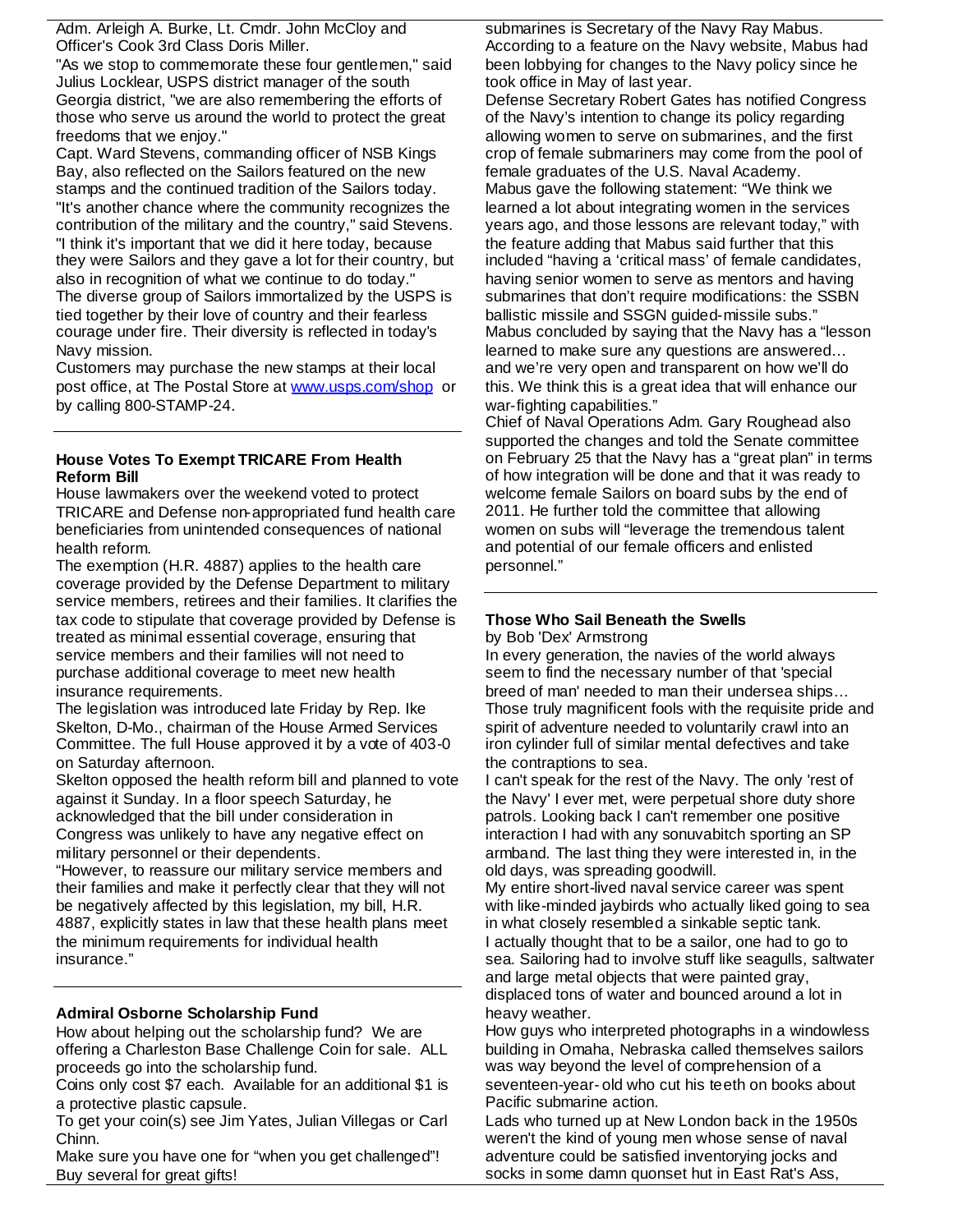Adm. Arleigh A. Burke, Lt. Cmdr. John McCloy and Officer's Cook 3rd Class Doris Miller.

"As we stop to commemorate these four gentlemen," said Julius Locklear, USPS district manager of the south Georgia district, "we are also remembering the efforts of those who serve us around the world to protect the great freedoms that we enjoy."

Capt. Ward Stevens, commanding officer of NSB Kings Bay, also reflected on the Sailors featured on the new stamps and the continued tradition of the Sailors today. "It's another chance where the community recognizes the contribution of the military and the country," said Stevens. "I think it's important that we did it here today, because they were Sailors and they gave a lot for their country, but also in recognition of what we continue to do today."

The diverse group of Sailors immortalized by the USPS is tied together by their love of country and their fearless courage under fire. Their diversity is reflected in today's Navy mission.

Customers may purchase the new stamps at their local post office, at The Postal Store at www.usps.com/shop or by calling 800-STAMP-24.

---

### House Votes To Exempt TRICARE From Health Reform Bill

House lawmakers over the weekend voted to protect TRICARE and Defense non-appropriated fund health care beneficiaries from unintended consequences of national health reform.

The exemption (H.R. 4887) applies to the health care coverage provided by the Defense Department to military service members, retirees and their families. It clarifies the tax code to stipulate that coverage provided by Defense is treated as minimal essential coverage, ensuring that service members and their families will not need to purchase additional coverage to meet new health insurance requirements.

The legislation was introduced late Friday by Rep. Ike Skelton, D-Mo., chairman of the House Armed Services Committee. The full House approved it by a vote of 403-0 on Saturday afternoon.

Skelton opposed the health reform bill and planned to vote against it Sunday. In a floor speech Saturday, he acknowledged that the bill under consideration in Congress was unlikely to have any negative effect on military personnel or their dependents.

"However, to reassure our military service members and their families and make it perfectly clear that they will not be negatively affected by this legislation, my bill, H.R. 4887, explicitly states in law that these health plans meet the minimum requirements for individual health insurance."

---

### Admiral Osborne Scholarship Fund

How about helping out the scholarship fund? We are offering a Charleston Base Challenge Coin for sale. ALL proceeds go into the scholarship fund.

Coins only cost $7 each. Available for an additional $1 is a protective plastic capsule.

To get your coin(s) see Jim Yates, Julian Villegas or Carl Chinn.

Make sure you have one for "when you get challenged"! Buy several for great gifts!

submarines is Secretary of the Navy Ray Mabus. According to a feature on the Navy website, Mabus had been lobbying for changes to the Navy policy since he took office in May of last year.

Defense Secretary Robert Gates has notified Congress of the Navy's intention to change its policy regarding allowing women to serve on submarines, and the first crop of female submariners may come from the pool of female graduates of the U.S. Naval Academy.

Mabus gave the following statement: "We think we learned a lot about integrating women in the services years ago, and those lessons are relevant today," with the feature adding that Mabus said further that this included "having a 'critical mass' of female candidates, having senior women to serve as mentors and having submarines that don't require modifications: the SSBN ballistic missile and SSGN guided-missile subs."

Mabus concluded by saying that the Navy has a "lesson learned to make sure any questions are answered… and we're very open and transparent on how we'll do this. We think this is a great idea that will enhance our war-fighting capabilities."

Chief of Naval Operations Adm. Gary Roughead also supported the changes and told the Senate committee on February 25 that the Navy has a "great plan" in terms of how integration will be done and that it was ready to welcome female Sailors on board subs by the end of 2011. He further told the committee that allowing women on subs will "leverage the tremendous talent and potential of our female officers and enlisted personnel."

---

### Those Who Sail Beneath the Swells

by Bob 'Dex' Armstrong

In every generation, the navies of the world always seem to find the necessary number of that 'special breed of man' needed to man their undersea ships… Those truly magnificent fools with the requisite pride and spirit of adventure needed to voluntarily crawl into an iron cylinder full of similar mental defectives and take the contraptions to sea.

I can't speak for the rest of the Navy. The only 'rest of the Navy' I ever met, were perpetual shore duty shore patrols. Looking back I can't remember one positive interaction I had with any sonuvabitch sporting an SP armband. The last thing they were interested in, in the old days, was spreading goodwill.

My entire short-lived naval service career was spent with like-minded jaybirds who actually liked going to sea in what closely resembled a sinkable septic tank.

I actually thought that to be a sailor, one had to go to sea. Sailoring had to involve stuff like seagulls, saltwater and large metal objects that were painted gray, displaced tons of water and bounced around a lot in heavy weather.

How guys who interpreted photographs in a windowless building in Omaha, Nebraska called themselves sailors was way beyond the level of comprehension of a seventeen-year-old who cut his teeth on books about Pacific submarine action.

Lads who turned up at New London back in the 1950s weren't the kind of young men whose sense of naval adventure could be satisfied inventorying jocks and socks in some damn quonset hut in East Rat's Ass,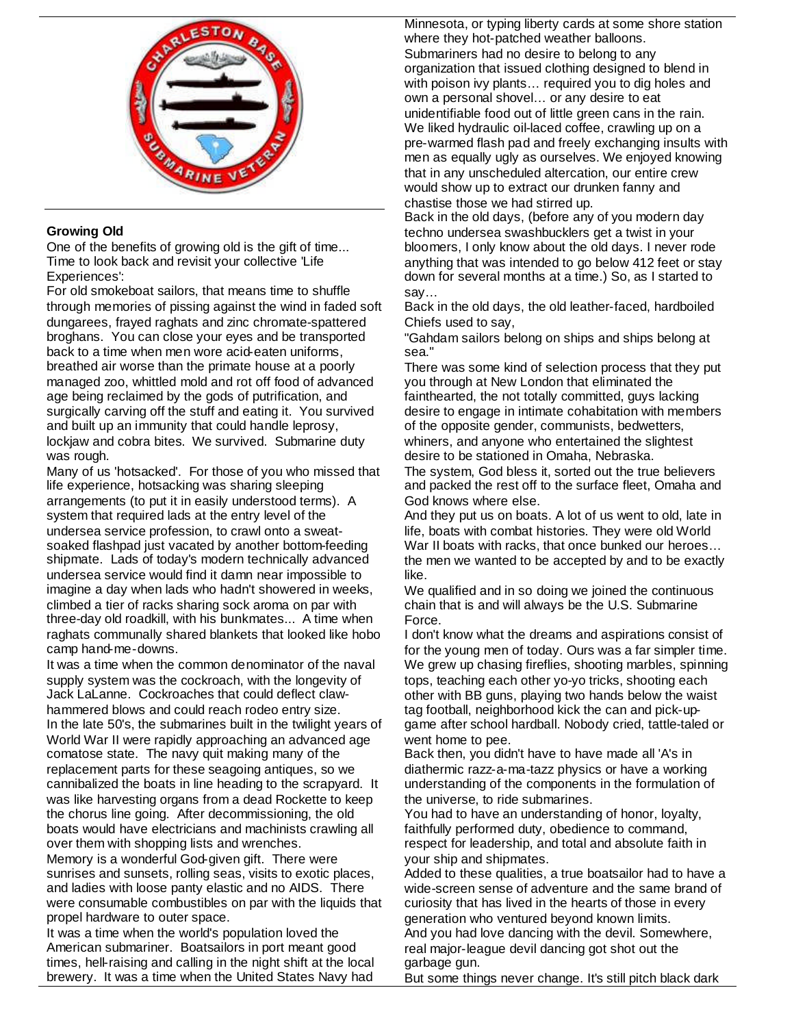## Growing Old

One of the benefits of growing old is the gift of time... Time to look back and revisit your collective 'Life Experiences':

For old smokeboat sailors, that means time to shuffle through memories of pissing against the wind in faded soft dungarees, frayed raghats and zinc chromate-spattered broghans. You can close your eyes and be transported back to a time when men wore acid-eaten uniforms, breathed air worse than the primate house at a poorly managed zoo, whittled mold and rot off food of advanced age being reclaimed by the gods of putrification, and surgically carving off the stuff and eating it. You survived and built up an immunity that could handle leprosy, lockjaw and cobra bites. We survived. Submarine duty was rough.

Many of us 'hotsacked'. For those of you who missed that life experience, hotsacking was sharing sleeping arrangements (to put it in easily understood terms). A system that required lads at the entry level of the undersea service profession, to crawl onto a sweat-soaked flashpad just vacated by another bottom-feeding shipmate. Lads of today's modern technically advanced undersea service would find it damn near impossible to imagine a day when lads who hadn't showered in weeks, climbed a tier of racks sharing sock aroma on par with three-day old roadkill, with his bunkmates... A time when raghats communally shared blankets that looked like hobo camp hand-me-downs.

It was a time when the common denominator of the naval supply system was the cockroach, with the longevity of Jack LaLanne. Cockroaches that could deflect claw-hammered blows and could reach rodeo entry size.

In the late 50's, the submarines built in the twilight years of World War II were rapidly approaching an advanced age comatose state. The navy quit making many of the replacement parts for these seagoing antiques, so we cannibalized the boats in line heading to the scrapyard. It was like harvesting organs from a dead Rockette to keep the chorus line going. After decommissioning, the old boats would have electricians and machinists crawling all over them with shopping lists and wrenches.

Memory is a wonderful God-given gift. There were sunrises and sunsets, rolling seas, visits to exotic places, and ladies with loose panty elastic and no AIDS. There were consumable combustibles on par with the liquids that propel hardware to outer space.

It was a time when the world's population loved the American submariner. Boatsailors in port meant good times, hell-raising and calling in the night shift at the local brewery. It was a time when the United States Navy had Minnesota, or typing liberty cards at some shore station where they hot-patched weather balloons.

Submariners had no desire to belong to any organization that issued clothing designed to blend in with poison ivy plants… required you to dig holes and own a personal shovel… or any desire to eat unidentifiable food out of little green cans in the rain. We liked hydraulic oil-laced coffee, crawling up on a pre-warmed flash pad and freely exchanging insults with men as equally ugly as ourselves. We enjoyed knowing that in any unscheduled altercation, our entire crew would show up to extract our drunken fanny and chastise those we had stirred up.

Back in the old days, (before any of you modern day techno undersea swashbucklers get a twist in your bloomers, I only know about the old days. I never rode anything that was intended to go below 412 feet or stay down for several months at a time.) So, as I started to say…

Back in the old days, the old leather-faced, hardboiled Chiefs used to say,

"Gahdam sailors belong on ships and ships belong at sea."

There was some kind of selection process that they put you through at New London that eliminated the fainthearted, the not totally committed, guys lacking desire to engage in intimate cohabitation with members of the opposite gender, communists, bedwetters, whiners, and anyone who entertained the slightest desire to be stationed in Omaha, Nebraska.

The system, God bless it, sorted out the true believers and packed the rest off to the surface fleet, Omaha and God knows where else.

And they put us on boats. A lot of us went to old, late in life, boats with combat histories. They were old World War II boats with racks, that once bunked our heroes… the men we wanted to be accepted by and to be exactly like.

We qualified and in so doing we joined the continuous chain that is and will always be the U.S. Submarine Force.

I don't know what the dreams and aspirations consist of for the young men of today. Ours was a far simpler time. We grew up chasing fireflies, shooting marbles, spinning tops, teaching each other yo-yo tricks, shooting each other with BB guns, playing two hands below the waist tag football, neighborhood kick the can and pick-up-game after school hardball. Nobody cried, tattle-taled or went home to pee.

Back then, you didn't have to have made all 'A's in diathermic razz-a-ma-tazz physics or have a working understanding of the components in the formulation of the universe, to ride submarines.

You had to have an understanding of honor, loyalty, faithfully performed duty, obedience to command, respect for leadership, and total and absolute faith in your ship and shipmates.

Added to these qualities, a true boatsailor had to have a wide-screen sense of adventure and the same brand of curiosity that has lived in the hearts of those in every generation who ventured beyond known limits.

And you had love dancing with the devil. Somewhere, real major-league devil dancing got shot out the garbage gun.

But some things never change. It's still pitch black dark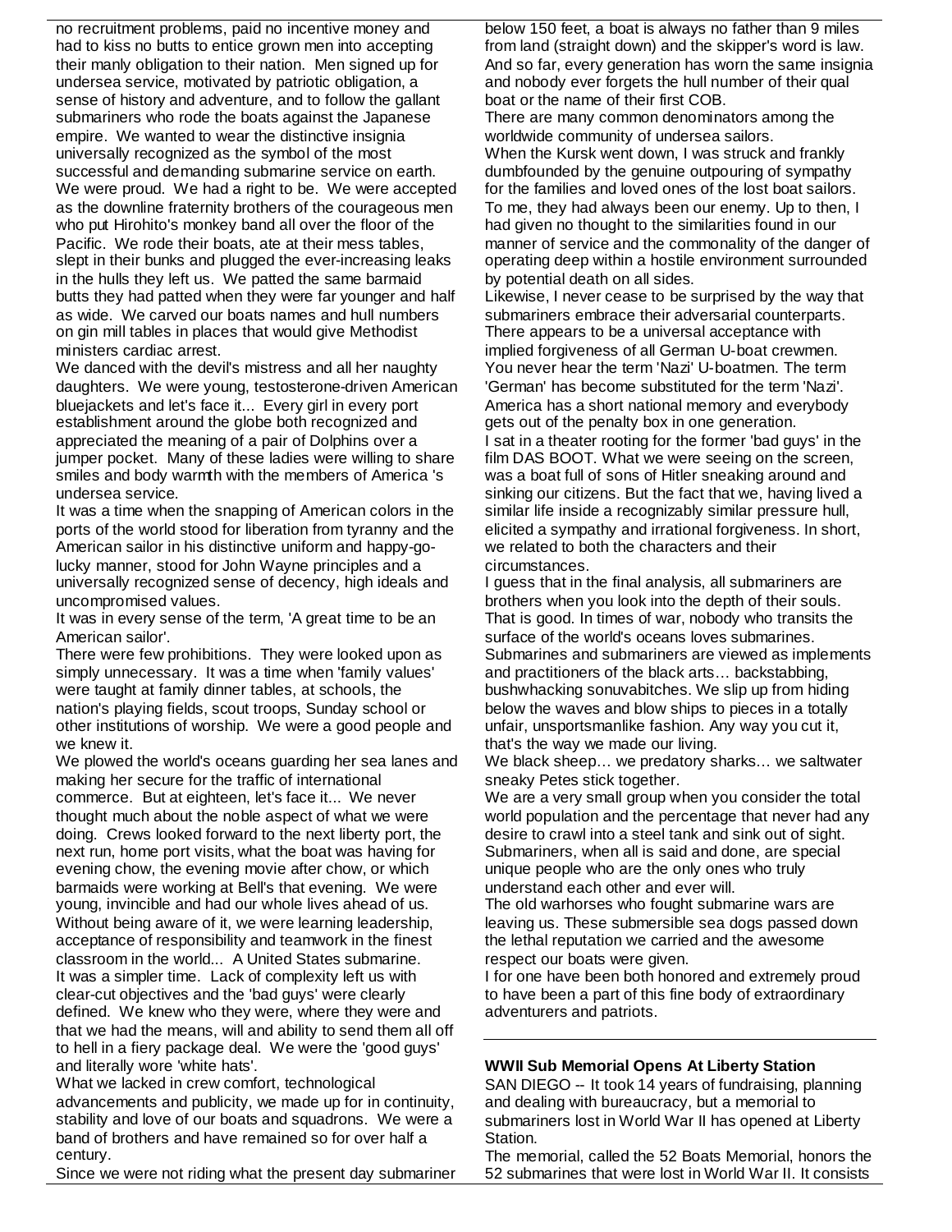no recruitment problems, paid no incentive money and had to kiss no butts to entice grown men into accepting their manly obligation to their nation. Men signed up for undersea service, motivated by patriotic obligation, a sense of history and adventure, and to follow the gallant submariners who rode the boats against the Japanese empire. We wanted to wear the distinctive insignia universally recognized as the symbol of the most successful and demanding submarine service on earth. We were proud. We had a right to be. We were accepted as the downline fraternity brothers of the courageous men who put Hirohito's monkey band all over the floor of the Pacific. We rode their boats, ate at their mess tables, slept in their bunks and plugged the ever-increasing leaks in the hulls they left us. We patted the same barmaid butts they had patted when they were far younger and half as wide. We carved our boats names and hull numbers on gin mill tables in places that would give Methodist ministers cardiac arrest.

We danced with the devil's mistress and all her naughty daughters. We were young, testosterone-driven American bluejackets and let's face it... Every girl in every port establishment around the globe both recognized and appreciated the meaning of a pair of Dolphins over a jumper pocket. Many of these ladies were willing to share smiles and body warmth with the members of America 's undersea service.

It was a time when the snapping of American colors in the ports of the world stood for liberation from tyranny and the American sailor in his distinctive uniform and happy-go-lucky manner, stood for John Wayne principles and a universally recognized sense of decency, high ideals and uncompromised values.

It was in every sense of the term, 'A great time to be an American sailor'.

There were few prohibitions. They were looked upon as simply unnecessary. It was a time when 'family values' were taught at family dinner tables, at schools, the nation's playing fields, scout troops, Sunday school or other institutions of worship. We were a good people and we knew it.

We plowed the world's oceans guarding her sea lanes and making her secure for the traffic of international commerce. But at eighteen, let's face it... We never thought much about the noble aspect of what we were doing. Crews looked forward to the next liberty port, the next run, home port visits, what the boat was having for evening chow, the evening movie after chow, or which barmaids were working at Bell's that evening. We were young, invincible and had our whole lives ahead of us. Without being aware of it, we were learning leadership, acceptance of responsibility and teamwork in the finest classroom in the world... A United States submarine.

It was a simpler time. Lack of complexity left us with clear-cut objectives and the 'bad guys' were clearly defined. We knew who they were, where they were and that we had the means, will and ability to send them all off to hell in a fiery package deal. We were the 'good guys' and literally wore 'white hats'.

What we lacked in crew comfort, technological advancements and publicity, we made up for in continuity, stability and love of our boats and squadrons. We were a band of brothers and have remained so for over half a century.

Since we were not riding what the present day submariner below 150 feet, a boat is always no father than 9 miles from land (straight down) and the skipper's word is law. And so far, every generation has worn the same insignia and nobody ever forgets the hull number of their qual boat or the name of their first COB.

There are many common denominators among the worldwide community of undersea sailors.

When the Kursk went down, I was struck and frankly dumbfounded by the genuine outpouring of sympathy for the families and loved ones of the lost boat sailors. To me, they had always been our enemy. Up to then, I had given no thought to the similarities found in our manner of service and the commonality of the danger of operating deep within a hostile environment surrounded by potential death on all sides.

Likewise, I never cease to be surprised by the way that submariners embrace their adversarial counterparts. There appears to be a universal acceptance with implied forgiveness of all German U-boat crewmen. You never hear the term 'Nazi' U-boatmen. The term 'German' has become substituted for the term 'Nazi'. America has a short national memory and everybody gets out of the penalty box in one generation.

I sat in a theater rooting for the former 'bad guys' in the film DAS BOOT. What we were seeing on the screen, was a boat full of sons of Hitler sneaking around and sinking our citizens. But the fact that we, having lived a similar life inside a recognizably similar pressure hull, elicited a sympathy and irrational forgiveness. In short, we related to both the characters and their circumstances.

I guess that in the final analysis, all submariners are brothers when you look into the depth of their souls. That is good. In times of war, nobody who transits the surface of the world's oceans loves submarines. Submarines and submariners are viewed as implements and practitioners of the black arts… backstabbing, bushwhacking sonuvabitches. We slip up from hiding below the waves and blow ships to pieces in a totally unfair, unsportsmanlike fashion. Any way you cut it, that's the way we made our living.

We black sheep… we predatory sharks… we saltwater sneaky Petes stick together.

We are a very small group when you consider the total world population and the percentage that never had any desire to crawl into a steel tank and sink out of sight. Submariners, when all is said and done, are special unique people who are the only ones who truly understand each other and ever will.

The old warhorses who fought submarine wars are leaving us. These submersible sea dogs passed down the lethal reputation we carried and the awesome respect our boats were given.

I for one have been both honored and extremely proud to have been a part of this fine body of extraordinary adventurers and patriots.

---

**WWII Sub Memorial Opens At Liberty Station**

SAN DIEGO -- It took 14 years of fundraising, planning and dealing with bureaucracy, but a memorial to submariners lost in World War II has opened at Liberty Station.

The memorial, called the 52 Boats Memorial, honors the 52 submarines that were lost in World War II. It consists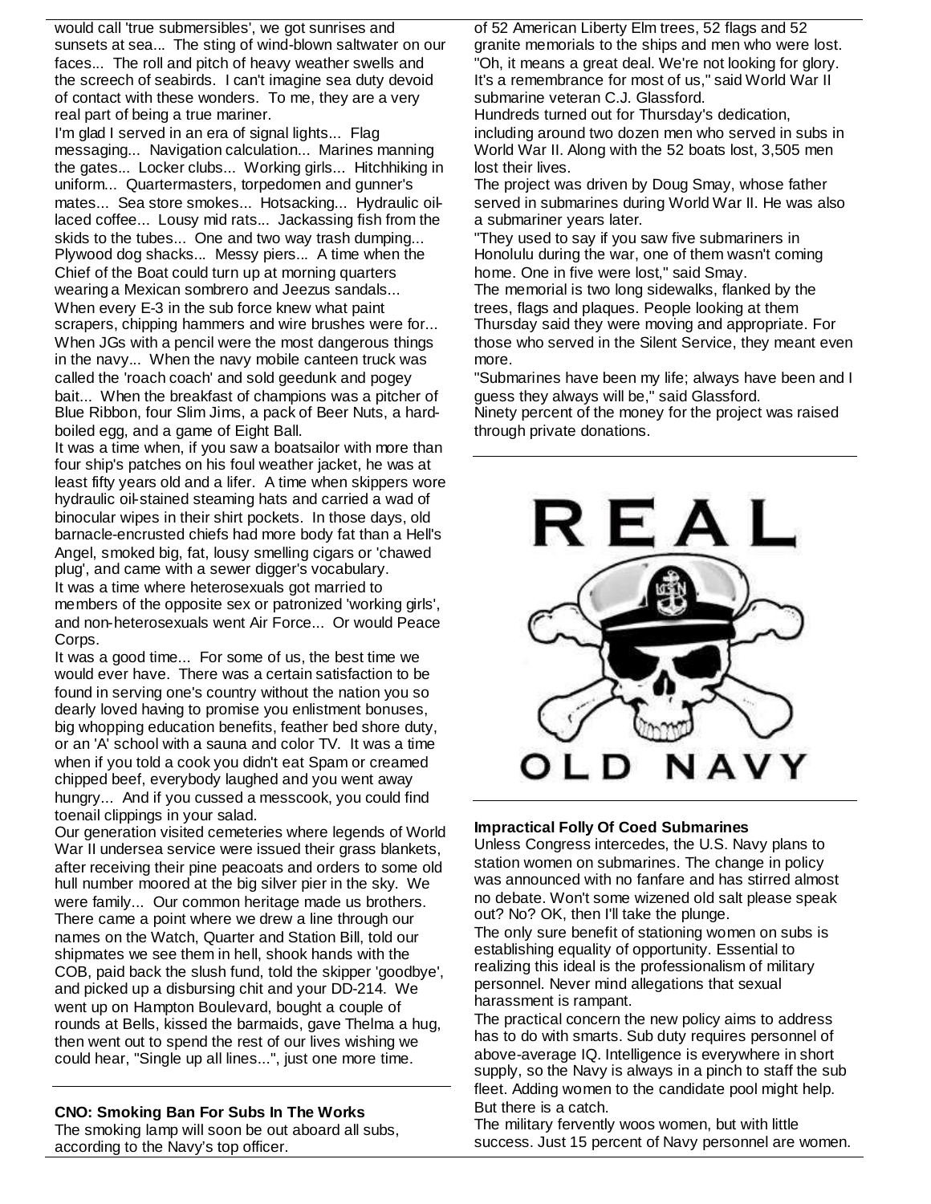would call 'true submersibles', we got sunrises and sunsets at sea... The sting of wind-blown saltwater on our faces... The roll and pitch of heavy weather swells and the screech of seabirds. I can't imagine sea duty devoid of contact with these wonders. To me, they are a very real part of being a true mariner.

I'm glad I served in an era of signal lights... Flag messaging... Navigation calculation... Marines manning the gates... Locker clubs... Working girls... Hitchhiking in uniform... Quartermasters, torpedomen and gunner's mates... Sea store smokes... Hotsacking... Hydraulic oil-laced coffee... Lousy mid rats... Jackassing fish from the skids to the tubes... One and two way trash dumping... Plywood dog shacks... Messy piers... A time when the Chief of the Boat could turn up at morning quarters wearing a Mexican sombrero and Jeezus sandals... When every E-3 in the sub force knew what paint scrapers, chipping hammers and wire brushes were for... When JGs with a pencil were the most dangerous things in the navy... When the navy mobile canteen truck was called the 'roach coach' and sold geedunk and pogey bait... When the breakfast of champions was a pitcher of Blue Ribbon, four Slim Jims, a pack of Beer Nuts, a hard-boiled egg, and a game of Eight Ball.

It was a time when, if you saw a boatsailor with more than four ship's patches on his foul weather jacket, he was at least fifty years old and a lifer. A time when skippers wore hydraulic oil-stained steaming hats and carried a wad of binocular wipes in their shirt pockets. In those days, old barnacle-encrusted chiefs had more body fat than a Hell's Angel, smoked big, fat, lousy smelling cigars or 'chawed plug', and came with a sewer digger's vocabulary.

It was a time where heterosexuals got married to members of the opposite sex or patronized 'working girls', and non-heterosexuals went Air Force... Or would Peace Corps.

It was a good time... For some of us, the best time we would ever have. There was a certain satisfaction to be found in serving one's country without the nation you so dearly loved having to promise you enlistment bonuses, big whopping education benefits, feather bed shore duty, or an 'A' school with a sauna and color TV. It was a time when if you told a cook you didn't eat Spam or creamed chipped beef, everybody laughed and you went away hungry... And if you cussed a messcook, you could find toenail clippings in your salad.

Our generation visited cemeteries where legends of World War II undersea service were issued their grass blankets, after receiving their pine peacoats and orders to some old hull number moored at the big silver pier in the sky. We were family... Our common heritage made us brothers. There came a point where we drew a line through our names on the Watch, Quarter and Station Bill, told our shipmates we see them in hell, shook hands with the COB, paid back the slush fund, told the skipper 'goodbye', and picked up a disbursing chit and your DD-214. We went up on Hampton Boulevard, bought a couple of rounds at Bells, kissed the barmaids, gave Thelma a hug, then went out to spend the rest of our lives wishing we could hear, "Single up all lines...", just one more time.

---

**CNO: Smoking Ban For Subs In The Works**

The smoking lamp will soon be out aboard all subs, according to the Navy's top officer.

---

of 52 American Liberty Elm trees, 52 flags and 52 granite memorials to the ships and men who were lost.

"Oh, it means a great deal. We're not looking for glory. It's a remembrance for most of us," said World War II submarine veteran C.J. Glassford.

Hundreds turned out for Thursday's dedication, including around two dozen men who served in subs in World War II. Along with the 52 boats lost, 3,505 men lost their lives.

The project was driven by Doug Smay, whose father served in submarines during World War II. He was also a submariner years later.

"They used to say if you saw five submariners in Honolulu during the war, one of them wasn't coming home. One in five were lost," said Smay.

The memorial is two long sidewalks, flanked by the trees, flags and plaques. People looking at them Thursday said they were moving and appropriate. For those who served in the Silent Service, they meant even more.

"Submarines have been my life; always have been and I guess they always will be," said Glassford.

Ninety percent of the money for the project was raised through private donations.

---

REAL OLD NAVY

---

**Impractical Folly Of Coed Submarines**

Unless Congress intercedes, the U.S. Navy plans to station women on submarines. The change in policy was announced with no fanfare and has stirred almost no debate. Won't some wizened old salt please speak out? No? OK, then I'll take the plunge.

The only sure benefit of stationing women on subs is establishing equality of opportunity. Essential to realizing this ideal is the professionalism of military personnel. Never mind allegations that sexual harassment is rampant.

The practical concern the new policy aims to address has to do with smarts. Sub duty requires personnel of above-average IQ. Intelligence is everywhere in short supply, so the Navy is always in a pinch to staff the sub fleet. Adding women to the candidate pool might help. But there is a catch.

The military fervently woos women, but with little success. Just 15 percent of Navy personnel are women.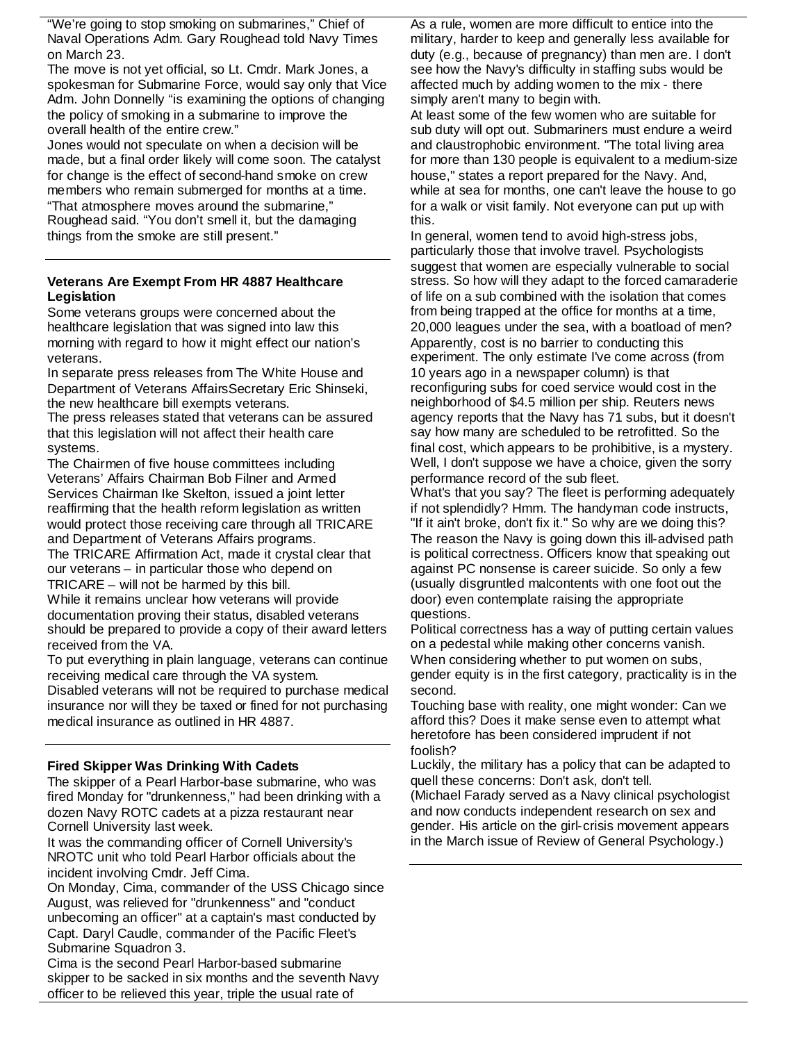"We're going to stop smoking on submarines," Chief of Naval Operations Adm. Gary Roughead told Navy Times on March 23.

The move is not yet official, so Lt. Cmdr. Mark Jones, a spokesman for Submarine Force, would say only that Vice Adm. John Donnelly "is examining the options of changing the policy of smoking in a submarine to improve the overall health of the entire crew."

Jones would not speculate on when a decision will be made, but a final order likely will come soon. The catalyst for change is the effect of second-hand smoke on crew members who remain submerged for months at a time.

"That atmosphere moves around the submarine," Roughead said. "You don't smell it, but the damaging things from the smoke are still present."

---

**Veterans Are Exempt From HR 4887 Healthcare Legislation**

Some veterans groups were concerned about the healthcare legislation that was signed into law this morning with regard to how it might effect our nation's veterans.

In separate press releases from The White House and Department of Veterans AffairsSecretary Eric Shinseki, the new healthcare bill exempts veterans.

The press releases stated that veterans can be assured that this legislation will not affect their health care systems.

The Chairmen of five house committees including Veterans' Affairs Chairman Bob Filner and Armed Services Chairman Ike Skelton, issued a joint letter reaffirming that the health reform legislation as written would protect those receiving care through all TRICARE and Department of Veterans Affairs programs.

The TRICARE Affirmation Act, made it crystal clear that our veterans – in particular those who depend on TRICARE – will not be harmed by this bill.

While it remains unclear how veterans will provide documentation proving their status, disabled veterans should be prepared to provide a copy of their award letters received from the VA.

To put everything in plain language, veterans can continue receiving medical care through the VA system.

Disabled veterans will not be required to purchase medical insurance nor will they be taxed or fined for not purchasing medical insurance as outlined in HR 4887.

---

**Fired Skipper Was Drinking With Cadets**

The skipper of a Pearl Harbor-base submarine, who was fired Monday for "drunkenness," had been drinking with a dozen Navy ROTC cadets at a pizza restaurant near Cornell University last week.

It was the commanding officer of Cornell University's NROTC unit who told Pearl Harbor officials about the incident involving Cmdr. Jeff Cima.

On Monday, Cima, commander of the USS Chicago since August, was relieved for "drunkenness" and "conduct unbecoming an officer" at a captain's mast conducted by Capt. Daryl Caudle, commander of the Pacific Fleet's Submarine Squadron 3.

Cima is the second Pearl Harbor-based submarine skipper to be sacked in six months and the seventh Navy officer to be relieved this year, triple the usual rate of

As a rule, women are more difficult to entice into the military, harder to keep and generally less available for duty (e.g., because of pregnancy) than men are. I don't see how the Navy's difficulty in staffing subs would be affected much by adding women to the mix - there simply aren't many to begin with.

At least some of the few women who are suitable for sub duty will opt out. Submariners must endure a weird and claustrophobic environment. "The total living area for more than 130 people is equivalent to a medium-size house," states a report prepared for the Navy. And, while at sea for months, one can't leave the house to go for a walk or visit family. Not everyone can put up with this.

In general, women tend to avoid high-stress jobs, particularly those that involve travel. Psychologists suggest that women are especially vulnerable to social stress. So how will they adapt to the forced camaraderie of life on a sub combined with the isolation that comes from being trapped at the office for months at a time, 20,000 leagues under the sea, with a boatload of men?

Apparently, cost is no barrier to conducting this experiment. The only estimate I've come across (from 10 years ago in a newspaper column) is that reconfiguring subs for coed service would cost in the neighborhood of $4.5 million per ship. Reuters news agency reports that the Navy has 71 subs, but it doesn't say how many are scheduled to be retrofitted. So the final cost, which appears to be prohibitive, is a mystery. Well, I don't suppose we have a choice, given the sorry performance record of the sub fleet.

What's that you say? The fleet is performing adequately if not splendidly? Hmm. The handyman code instructs, "If it ain't broke, don't fix it." So why are we doing this? The reason the Navy is going down this ill-advised path is political correctness. Officers know that speaking out against PC nonsense is career suicide. So only a few (usually disgruntled malcontents with one foot out the door) even contemplate raising the appropriate questions.

Political correctness has a way of putting certain values on a pedestal while making other concerns vanish. When considering whether to put women on subs, gender equity is in the first category, practicality is in the second.

Touching base with reality, one might wonder: Can we afford this? Does it make sense even to attempt what heretofore has been considered imprudent if not foolish?

Luckily, the military has a policy that can be adapted to quell these concerns: Don't ask, don't tell.

(Michael Farady served as a Navy clinical psychologist and now conducts independent research on sex and gender. His article on the girl-crisis movement appears in the March issue of Review of General Psychology.)

---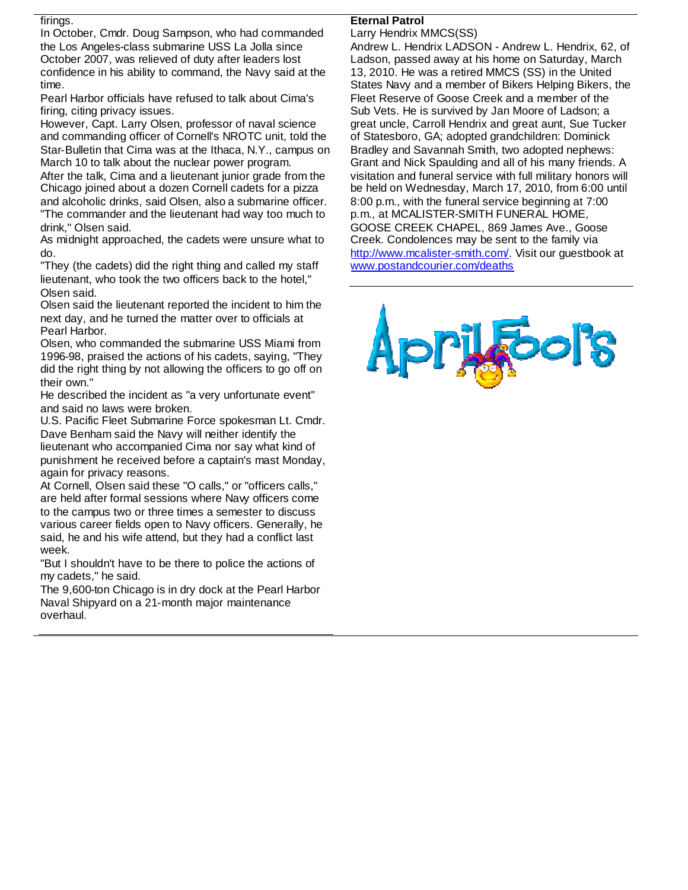firings.

In October, Cmdr. Doug Sampson, who had commanded the Los Angeles-class submarine USS La Jolla since October 2007, was relieved of duty after leaders lost confidence in his ability to command, the Navy said at the time.

Pearl Harbor officials have refused to talk about Cima's firing, citing privacy issues.

However, Capt. Larry Olsen, professor of naval science and commanding officer of Cornell's NROTC unit, told the Star-Bulletin that Cima was at the Ithaca, N.Y., campus on March 10 to talk about the nuclear power program.

After the talk, Cima and a lieutenant junior grade from the Chicago joined about a dozen Cornell cadets for a pizza and alcoholic drinks, said Olsen, also a submarine officer.

"The commander and the lieutenant had way too much to drink," Olsen said.

As midnight approached, the cadets were unsure what to do.

"They (the cadets) did the right thing and called my staff lieutenant, who took the two officers back to the hotel," Olsen said.

Olsen said the lieutenant reported the incident to him the next day, and he turned the matter over to officials at Pearl Harbor.

Olsen, who commanded the submarine USS Miami from 1996-98, praised the actions of his cadets, saying, "They did the right thing by not allowing the officers to go off on their own."

He described the incident as "a very unfortunate event" and said no laws were broken.

U.S. Pacific Fleet Submarine Force spokesman Lt. Cmdr. Dave Benham said the Navy will neither identify the lieutenant who accompanied Cima nor say what kind of punishment he received before a captain's mast Monday, again for privacy reasons.

At Cornell, Olsen said these "O calls," or "officers calls," are held after formal sessions where Navy officers come to the campus two or three times a semester to discuss various career fields open to Navy officers. Generally, he said, he and his wife attend, but they had a conflict last week.

"But I shouldn't have to be there to police the actions of my cadets," he said.

The 9,600-ton Chicago is in dry dock at the Pearl Harbor Naval Shipyard on a 21-month major maintenance overhaul.

**Eternal Patrol**

Larry Hendrix MMCS(SS)

Andrew L. Hendrix LADSON - Andrew L. Hendrix, 62, of Ladson, passed away at his home on Saturday, March 13, 2010. He was a retired MMCS (SS) in the United States Navy and a member of Bikers Helping Bikers, the Fleet Reserve of Goose Creek and a member of the Sub Vets. He is survived by Jan Moore of Ladson; a great uncle, Carroll Hendrix and great aunt, Sue Tucker of Statesboro, GA; adopted grandchildren: Dominick Bradley and Savannah Smith, two adopted nephews: Grant and Nick Spaulding and all of his many friends. A visitation and funeral service with full military honors will be held on Wednesday, March 17, 2010, from 6:00 until 8:00 p.m., with the funeral service beginning at 7:00 p.m., at MCALISTER-SMITH FUNERAL HOME, GOOSE CREEK CHAPEL, 869 James Ave., Goose Creek. Condolences may be sent to the family via http://www.mcalister-smith.com/. Visit our guestbook at www.postandcourier.com/deaths

April Fool's